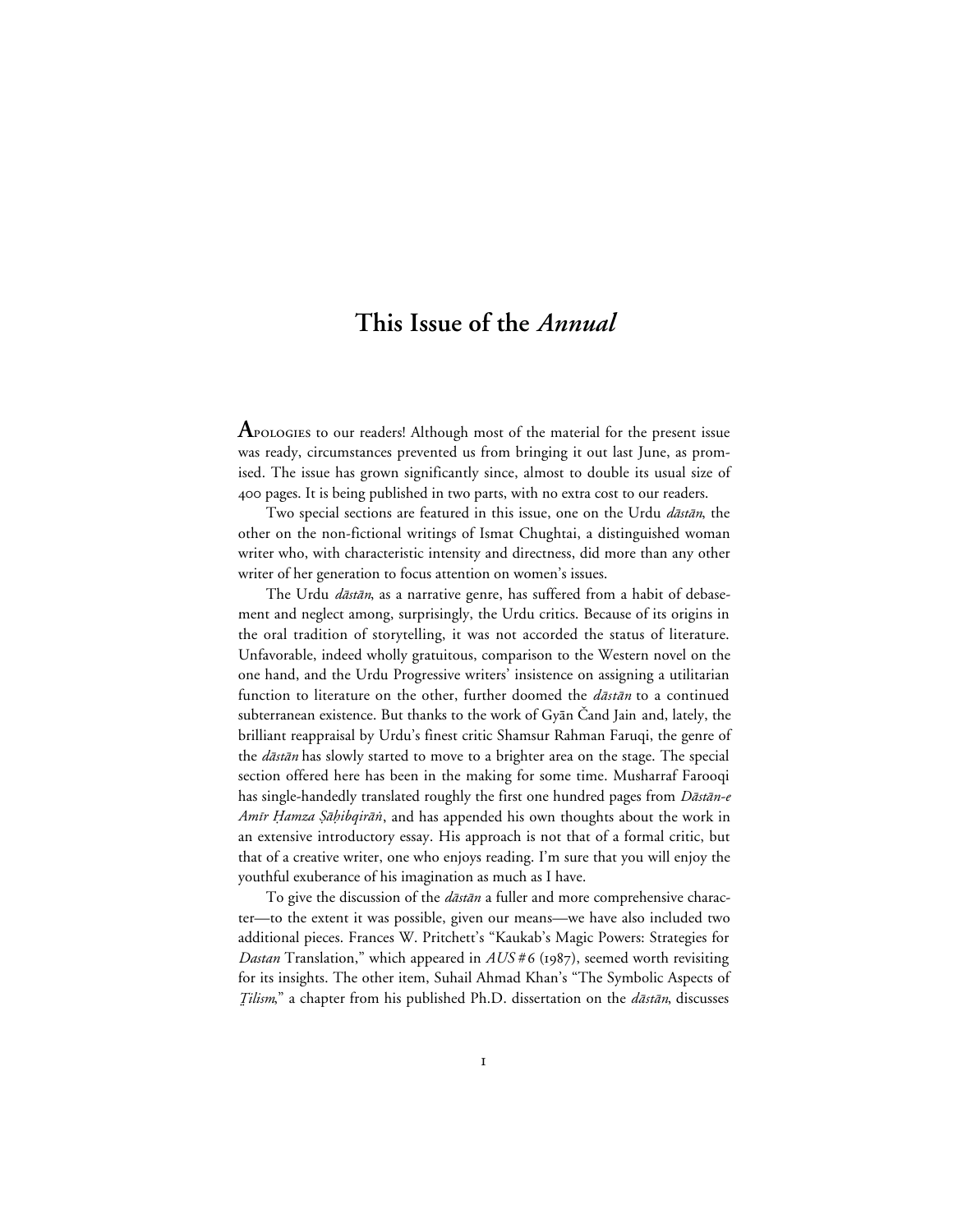# This Issue of the *Annual*

**A**POLOGIES to our readers! Although most of the material for the present issue was ready, circumstances prevented us from bringing it out last June, as promised. The issue has grown significantly since, almost to double its usual size of 400 pages. It is being published in two parts, with no extra cost to our readers.

Two special sections are featured in this issue, one on the Urdu *dāstān*, the other on the non-fictional writings of Ismat Chughtai, a distinguished woman writer who, with characteristic intensity and directness, did more than any other writer of her generation to focus attention on women's issues.

The Urdu *dāstān*, as a narrative genre, has suffered from a habit of debasement and neglect among, surprisingly, the Urdu critics. Because of its origins in the oral tradition of storytelling, it was not accorded the status of literature. Unfavorable, indeed wholly gratuitous, comparison to the Western novel on the one hand, and the Urdu Progressive writers' insistence on assigning a utilitarian function to literature on the other, further doomed the *dāstān* to a continued subterranean existence. But thanks to the work of Gyān Čand Jain and, lately, the brilliant reappraisal by Urdu's finest critic Shamsur Rahman Faruqi, the genre of the *dāstān* has slowly started to move to a brighter area on the stage. The special section offered here has been in the making for some time. Musharraf Farooqi has single-handedly translated roughly the first one hundred pages from *Dāstān-e Amīr Ḥamza Ṣāḥibqirāṅ*, and has appended his own thoughts about the work in an extensive introductory essay. His approach is not that of a formal critic, but that of a creative writer, one who enjoys reading. I'm sure that you will enjoy the youthful exuberance of his imagination as much as I have.

To give the discussion of the *dāstān* a fuller and more comprehensive character—to the extent it was possible, given our means—we have also included two additional pieces. Frances W. Pritchett's "Kaukab's Magic Powers: Strategies for *Dastan* Translation," which appeared in *AUS* #6 (1987), seemed worth revisiting for its insights. The other item, Suhail Ahmad Khan's "The Symbolic Aspects of *Ṭilism*," a chapter from his published Ph.D. dissertation on the *dāstān*, discusses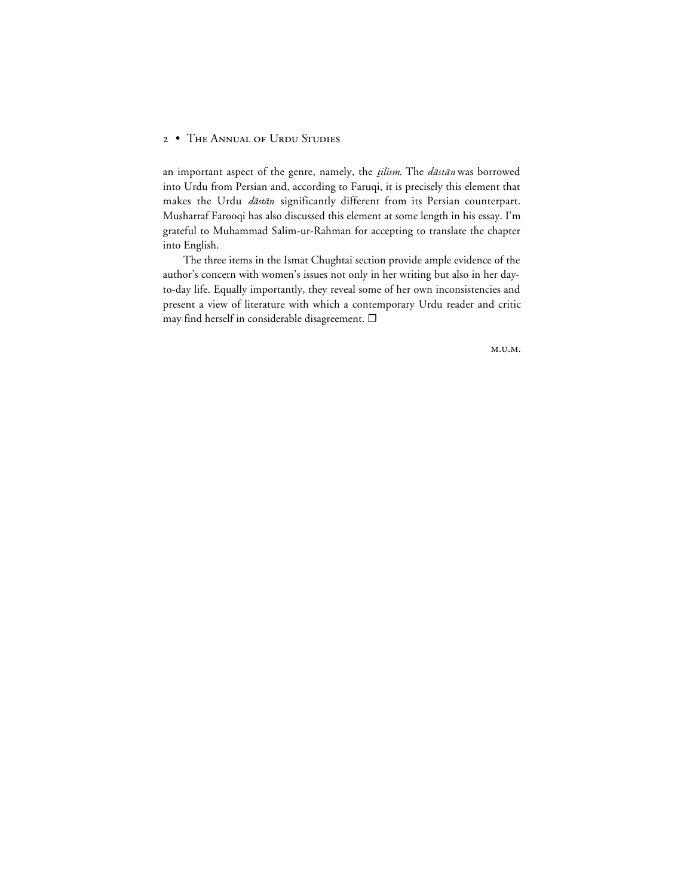an important aspect of the genre, namely, the *ṭilism*. The *dāstān* was borrowed into Urdu from Persian and, according to Faruqi, it is precisely this element that makes the Urdu *dāstān* significantly different from its Persian counterpart. Musharraf Farooqi has also discussed this element at some length in his essay. I'm grateful to Muhammad Salim-ur-Rahman for accepting to translate the chapter into English.

The three items in the Ismat Chughtai section provide ample evidence of the author's concern with women's issues not only in her writing but also in her day-to-day life. Equally importantly, they reveal some of her own inconsistencies and present a view of literature with which a contemporary Urdu reader and critic may find herself in considerable disagreement. ❐

M.U.M.